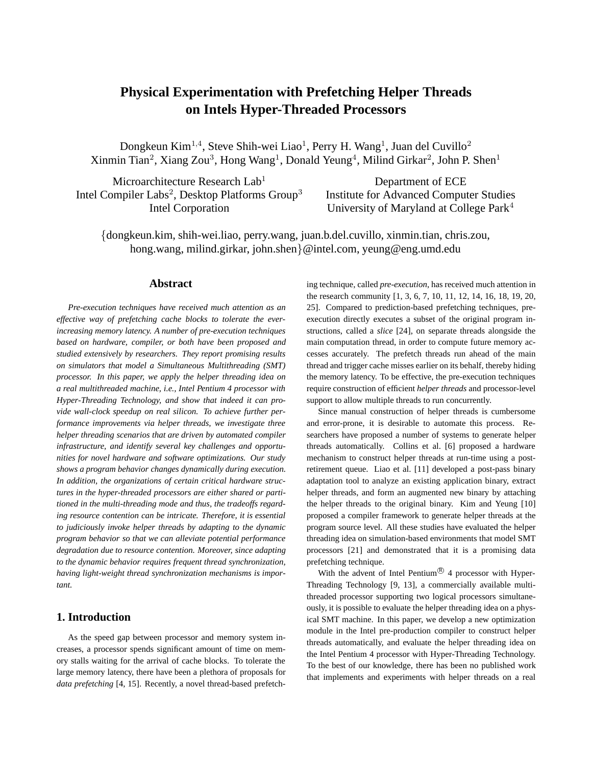# Physical Experimentation with Prefetching Helper Threads on Intels Hyper-Threaded Processors

Dongkeun Kim[1,4], Steve Shih-wei Liao[1], Perry H. Wang[1], Juan del Cuvillo[2]
Xinmin Tian[2], Xiang Zou[3], Hong Wang[1], Donald Yeung[4], Milind Girkar[2], John P. Shen[1]

Microarchitecture Research Lab[1]
Intel Compiler Labs[2], Desktop Platforms Group[3]
Intel Corporation

Department of ECE
Institute for Advanced Computer Studies
University of Maryland at College Park[4]

{dongkeun.kim, shih-wei.liao, perry.wang, juan.b.del.cuvillo, xinmin.tian, chris.zou, hong.wang, milind.girkar, john.shen}@intel.com, yeung@eng.umd.edu

## Abstract

*Pre-execution techniques have received much attention as an effective way of prefetching cache blocks to tolerate the ever-increasing memory latency. A number of pre-execution techniques based on hardware, compiler, or both have been proposed and studied extensively by researchers. They report promising results on simulators that model a Simultaneous Multithreading (SMT) processor. In this paper, we apply the helper threading idea on a real multithreaded machine, i.e., Intel Pentium 4 processor with Hyper-Threading Technology, and show that indeed it can provide wall-clock speedup on real silicon. To achieve further performance improvements via helper threads, we investigate three helper threading scenarios that are driven by automated compiler infrastructure, and identify several key challenges and opportunities for novel hardware and software optimizations. Our study shows a program behavior changes dynamically during execution. In addition, the organizations of certain critical hardware structures in the hyper-threaded processors are either shared or partitioned in the multi-threading mode and thus, the tradeoffs regarding resource contention can be intricate. Therefore, it is essential to judiciously invoke helper threads by adapting to the dynamic program behavior so that we can alleviate potential performance degradation due to resource contention. Moreover, since adapting to the dynamic behavior requires frequent thread synchronization, having light-weight thread synchronization mechanisms is important.*

## 1. Introduction

As the speed gap between processor and memory system increases, a processor spends significant amount of time on memory stalls waiting for the arrival of cache blocks. To tolerate the large memory latency, there have been a plethora of proposals for *data prefetching* [4, 15]. Recently, a novel thread-based prefetching technique, called *pre-execution*, has received much attention in the research community [1, 3, 6, 7, 10, 11, 12, 14, 16, 18, 19, 20, 25]. Compared to prediction-based prefetching techniques, pre-execution directly executes a subset of the original program instructions, called a *slice* [24], on separate threads alongside the main computation thread, in order to compute future memory accesses accurately. The prefetch threads run ahead of the main thread and trigger cache misses earlier on its behalf, thereby hiding the memory latency. To be effective, the pre-execution techniques require construction of efficient *helper threads* and processor-level support to allow multiple threads to run concurrently.

Since manual construction of helper threads is cumbersome and error-prone, it is desirable to automate this process. Researchers have proposed a number of systems to generate helper threads automatically. Collins et al. [6] proposed a hardware mechanism to construct helper threads at run-time using a post-retirement queue. Liao et al. [11] developed a post-pass binary adaptation tool to analyze an existing application binary, extract helper threads, and form an augmented new binary by attaching the helper threads to the original binary. Kim and Yeung [10] proposed a compiler framework to generate helper threads at the program source level. All these studies have evaluated the helper threading idea on simulation-based environments that model SMT processors [21] and demonstrated that it is a promising data prefetching technique.

With the advent of Intel Pentium® 4 processor with Hyper-Threading Technology [9, 13], a commercially available multithreaded processor supporting two logical processors simultaneously, it is possible to evaluate the helper threading idea on a physical SMT machine. In this paper, we develop a new optimization module in the Intel pre-production compiler to construct helper threads automatically, and evaluate the helper threading idea on the Intel Pentium 4 processor with Hyper-Threading Technology. To the best of our knowledge, there has been no published work that implements and experiments with helper threads on a real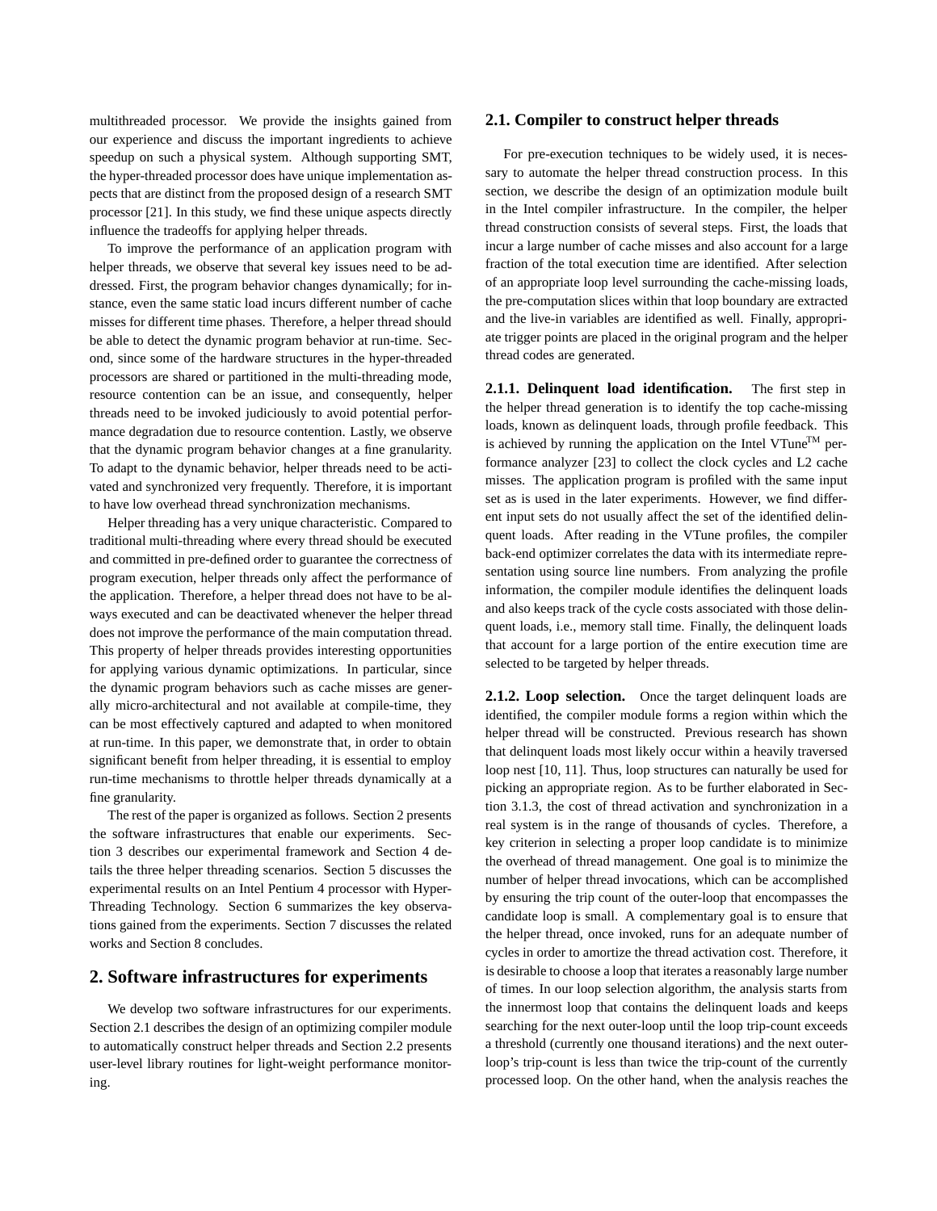multithreaded processor. We provide the insights gained from our experience and discuss the important ingredients to achieve speedup on such a physical system. Although supporting SMT, the hyper-threaded processor does have unique implementation aspects that are distinct from the proposed design of a research SMT processor [21]. In this study, we find these unique aspects directly influence the tradeoffs for applying helper threads.

To improve the performance of an application program with helper threads, we observe that several key issues need to be addressed. First, the program behavior changes dynamically; for instance, even the same static load incurs different number of cache misses for different time phases. Therefore, a helper thread should be able to detect the dynamic program behavior at run-time. Second, since some of the hardware structures in the hyper-threaded processors are shared or partitioned in the multi-threading mode, resource contention can be an issue, and consequently, helper threads need to be invoked judiciously to avoid potential performance degradation due to resource contention. Lastly, we observe that the dynamic program behavior changes at a fine granularity. To adapt to the dynamic behavior, helper threads need to be activated and synchronized very frequently. Therefore, it is important to have low overhead thread synchronization mechanisms.

Helper threading has a very unique characteristic. Compared to traditional multi-threading where every thread should be executed and committed in pre-defined order to guarantee the correctness of program execution, helper threads only affect the performance of the application. Therefore, a helper thread does not have to be always executed and can be deactivated whenever the helper thread does not improve the performance of the main computation thread. This property of helper threads provides interesting opportunities for applying various dynamic optimizations. In particular, since the dynamic program behaviors such as cache misses are generally micro-architectural and not available at compile-time, they can be most effectively captured and adapted to when monitored at run-time. In this paper, we demonstrate that, in order to obtain significant benefit from helper threading, it is essential to employ run-time mechanisms to throttle helper threads dynamically at a fine granularity.

The rest of the paper is organized as follows. Section 2 presents the software infrastructures that enable our experiments. Section 3 describes our experimental framework and Section 4 details the three helper threading scenarios. Section 5 discusses the experimental results on an Intel Pentium 4 processor with Hyper-Threading Technology. Section 6 summarizes the key observations gained from the experiments. Section 7 discusses the related works and Section 8 concludes.

## 2. Software infrastructures for experiments

We develop two software infrastructures for our experiments. Section 2.1 describes the design of an optimizing compiler module to automatically construct helper threads and Section 2.2 presents user-level library routines for light-weight performance monitoring.

### 2.1. Compiler to construct helper threads

For pre-execution techniques to be widely used, it is necessary to automate the helper thread construction process. In this section, we describe the design of an optimization module built in the Intel compiler infrastructure. In the compiler, the helper thread construction consists of several steps. First, the loads that incur a large number of cache misses and also account for a large fraction of the total execution time are identified. After selection of an appropriate loop level surrounding the cache-missing loads, the pre-computation slices within that loop boundary are extracted and the live-in variables are identified as well. Finally, appropriate trigger points are placed in the original program and the helper thread codes are generated.

**2.1.1. Delinquent load identification.** The first step in the helper thread generation is to identify the top cache-missing loads, known as delinquent loads, through profile feedback. This is achieved by running the application on the Intel VTune™ performance analyzer [23] to collect the clock cycles and L2 cache misses. The application program is profiled with the same input set as is used in the later experiments. However, we find different input sets do not usually affect the set of the identified delinquent loads. After reading in the VTune profiles, the compiler back-end optimizer correlates the data with its intermediate representation using source line numbers. From analyzing the profile information, the compiler module identifies the delinquent loads and also keeps track of the cycle costs associated with those delinquent loads, i.e., memory stall time. Finally, the delinquent loads that account for a large portion of the entire execution time are selected to be targeted by helper threads.

**2.1.2. Loop selection.** Once the target delinquent loads are identified, the compiler module forms a region within which the helper thread will be constructed. Previous research has shown that delinquent loads most likely occur within a heavily traversed loop nest [10, 11]. Thus, loop structures can naturally be used for picking an appropriate region. As to be further elaborated in Section 3.1.3, the cost of thread activation and synchronization in a real system is in the range of thousands of cycles. Therefore, a key criterion in selecting a proper loop candidate is to minimize the overhead of thread management. One goal is to minimize the number of helper thread invocations, which can be accomplished by ensuring the trip count of the outer-loop that encompasses the candidate loop is small. A complementary goal is to ensure that the helper thread, once invoked, runs for an adequate number of cycles in order to amortize the thread activation cost. Therefore, it is desirable to choose a loop that iterates a reasonably large number of times. In our loop selection algorithm, the analysis starts from the innermost loop that contains the delinquent loads and keeps searching for the next outer-loop until the loop trip-count exceeds a threshold (currently one thousand iterations) and the next outer-loop's trip-count is less than twice the trip-count of the currently processed loop. On the other hand, when the analysis reaches the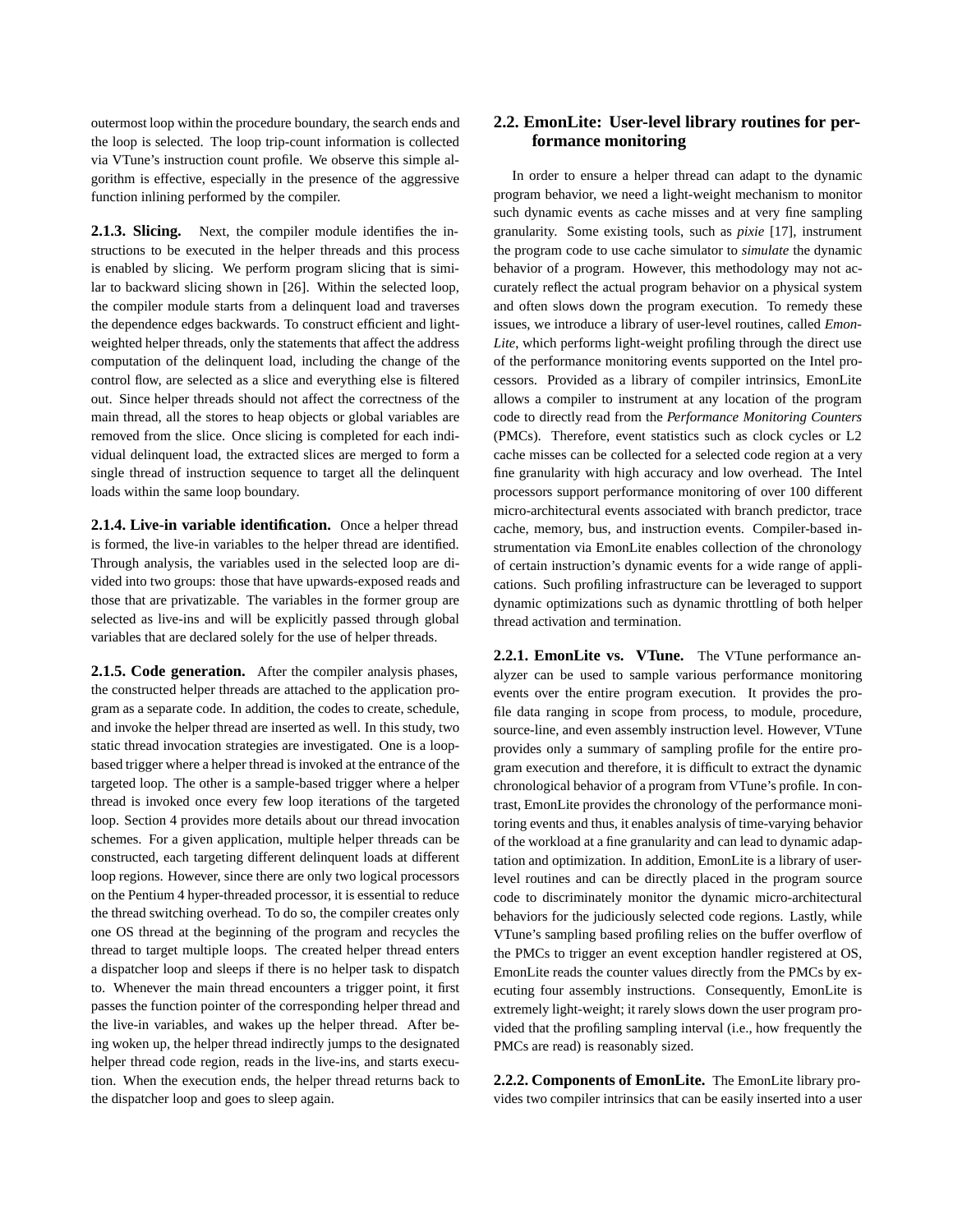outermost loop within the procedure boundary, the search ends and the loop is selected. The loop trip-count information is collected via VTune's instruction count profile. We observe this simple algorithm is effective, especially in the presence of the aggressive function inlining performed by the compiler.

**2.1.3. Slicing.** Next, the compiler module identifies the instructions to be executed in the helper threads and this process is enabled by slicing. We perform program slicing that is similar to backward slicing shown in [26]. Within the selected loop, the compiler module starts from a delinquent load and traverses the dependence edges backwards. To construct efficient and light-weighted helper threads, only the statements that affect the address computation of the delinquent load, including the change of the control flow, are selected as a slice and everything else is filtered out. Since helper threads should not affect the correctness of the main thread, all the stores to heap objects or global variables are removed from the slice. Once slicing is completed for each individual delinquent load, the extracted slices are merged to form a single thread of instruction sequence to target all the delinquent loads within the same loop boundary.

**2.1.4. Live-in variable identification.** Once a helper thread is formed, the live-in variables to the helper thread are identified. Through analysis, the variables used in the selected loop are divided into two groups: those that have upwards-exposed reads and those that are privatizable. The variables in the former group are selected as live-ins and will be explicitly passed through global variables that are declared solely for the use of helper threads.

**2.1.5. Code generation.** After the compiler analysis phases, the constructed helper threads are attached to the application program as a separate code. In addition, the codes to create, schedule, and invoke the helper thread are inserted as well. In this study, two static thread invocation strategies are investigated. One is a loop-based trigger where a helper thread is invoked at the entrance of the targeted loop. The other is a sample-based trigger where a helper thread is invoked once every few loop iterations of the targeted loop. Section 4 provides more details about our thread invocation schemes. For a given application, multiple helper threads can be constructed, each targeting different delinquent loads at different loop regions. However, since there are only two logical processors on the Pentium 4 hyper-threaded processor, it is essential to reduce the thread switching overhead. To do so, the compiler creates only one OS thread at the beginning of the program and recycles the thread to target multiple loops. The created helper thread enters a dispatcher loop and sleeps if there is no helper task to dispatch to. Whenever the main thread encounters a trigger point, it first passes the function pointer of the corresponding helper thread and the live-in variables, and wakes up the helper thread. After being woken up, the helper thread indirectly jumps to the designated helper thread code region, reads in the live-ins, and starts execution. When the execution ends, the helper thread returns back to the dispatcher loop and goes to sleep again.

## 2.2. EmonLite: User-level library routines for performance monitoring

In order to ensure a helper thread can adapt to the dynamic program behavior, we need a light-weight mechanism to monitor such dynamic events as cache misses and at very fine sampling granularity. Some existing tools, such as *pixie* [17], instrument the program code to use cache simulator to *simulate* the dynamic behavior of a program. However, this methodology may not accurately reflect the actual program behavior on a physical system and often slows down the program execution. To remedy these issues, we introduce a library of user-level routines, called *EmonLite*, which performs light-weight profiling through the direct use of the performance monitoring events supported on the Intel processors. Provided as a library of compiler intrinsics, EmonLite allows a compiler to instrument at any location of the program code to directly read from the *Performance Monitoring Counters* (PMCs). Therefore, event statistics such as clock cycles or L2 cache misses can be collected for a selected code region at a very fine granularity with high accuracy and low overhead. The Intel processors support performance monitoring of over 100 different micro-architectural events associated with branch predictor, trace cache, memory, bus, and instruction events. Compiler-based instrumentation via EmonLite enables collection of the chronology of certain instruction's dynamic events for a wide range of applications. Such profiling infrastructure can be leveraged to support dynamic optimizations such as dynamic throttling of both helper thread activation and termination.

**2.2.1. EmonLite vs. VTune.** The VTune performance analyzer can be used to sample various performance monitoring events over the entire program execution. It provides the profile data ranging in scope from process, to module, procedure, source-line, and even assembly instruction level. However, VTune provides only a summary of sampling profile for the entire program execution and therefore, it is difficult to extract the dynamic chronological behavior of a program from VTune's profile. In contrast, EmonLite provides the chronology of the performance monitoring events and thus, it enables analysis of time-varying behavior of the workload at a fine granularity and can lead to dynamic adaptation and optimization. In addition, EmonLite is a library of user-level routines and can be directly placed in the program source code to discriminately monitor the dynamic micro-architectural behaviors for the judiciously selected code regions. Lastly, while VTune's sampling based profiling relies on the buffer overflow of the PMCs to trigger an event exception handler registered at OS, EmonLite reads the counter values directly from the PMCs by executing four assembly instructions. Consequently, EmonLite is extremely light-weight; it rarely slows down the user program provided that the profiling sampling interval (i.e., how frequently the PMCs are read) is reasonably sized.

**2.2.2. Components of EmonLite.** The EmonLite library provides two compiler intrinsics that can be easily inserted into a user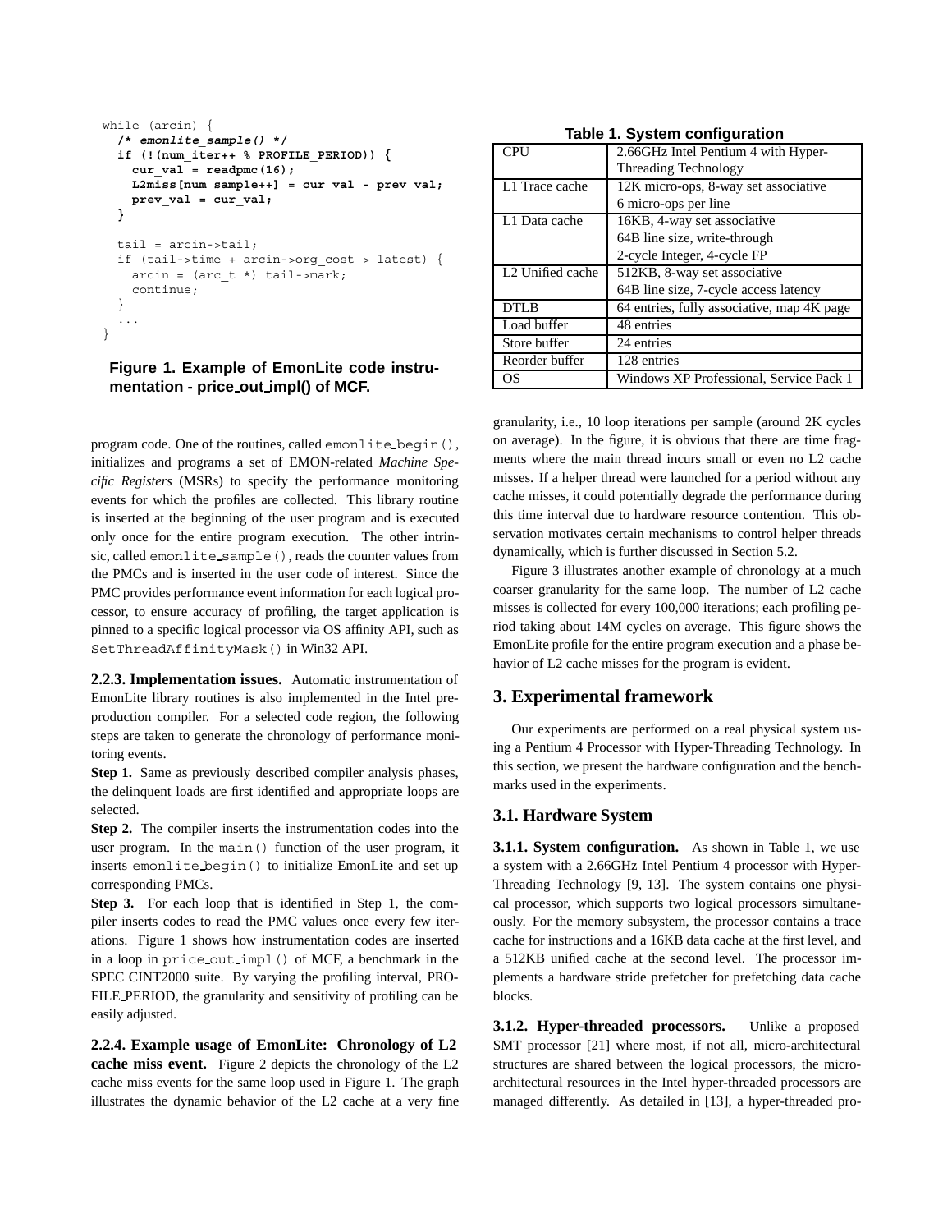```
while (arcin) {
  /* emonlite_sample() */
  if (!(num_iter++ % PROFILE_PERIOD)) {
    cur_val = readpmc(16);
    L2miss[num_sample++] = cur_val - prev_val;
    prev_val = cur_val;
  }

  tail = arcin->tail;
  if (tail->time + arcin->org_cost > latest) {
    arcin = (arc_t *) tail->mark;
    continue;
  }
  ...
}
```

**Figure 1. Example of EmonLite code instrumentation - price_out_impl() of MCF.**

program code. One of the routines, called `emonlite_begin()`, initializes and programs a set of EMON-related *Machine Specific Registers* (MSRs) to specify the performance monitoring events for which the profiles are collected. This library routine is inserted at the beginning of the user program and is executed only once for the entire program execution. The other intrinsic, called `emonlite_sample()`, reads the counter values from the PMCs and is inserted in the user code of interest. Since the PMC provides performance event information for each logical processor, to ensure accuracy of profiling, the target application is pinned to a specific logical processor via OS affinity API, such as `SetThreadAffinityMask()` in Win32 API.

**2.2.3. Implementation issues.** Automatic instrumentation of EmonLite library routines is also implemented in the Intel preproduction compiler. For a selected code region, the following steps are taken to generate the chronology of performance monitoring events.

**Step 1.** Same as previously described compiler analysis phases, the delinquent loads are first identified and appropriate loops are selected.

**Step 2.** The compiler inserts the instrumentation codes into the user program. In the `main()` function of the user program, it inserts `emonlite_begin()` to initialize EmonLite and set up corresponding PMCs.

**Step 3.** For each loop that is identified in Step 1, the compiler inserts codes to read the PMC values once every few iterations. Figure 1 shows how instrumentation codes are inserted in a loop in `price_out_impl()` of MCF, a benchmark in the SPEC CINT2000 suite. By varying the profiling interval, PROFILE_PERIOD, the granularity and sensitivity of profiling can be easily adjusted.

**2.2.4. Example usage of EmonLite: Chronology of L2 cache miss event.** Figure 2 depicts the chronology of the L2 cache miss events for the same loop used in Figure 1. The graph illustrates the dynamic behavior of the L2 cache at a very fine granularity, i.e., 10 loop iterations per sample (around 2K cycles on average). In the figure, it is obvious that there are time fragments where the main thread incurs small or even no L2 cache misses. If a helper thread were launched for a period without any cache misses, it could potentially degrade the performance during this time interval due to hardware resource contention. This observation motivates certain mechanisms to control helper threads dynamically, which is further discussed in Section 5.2.

Figure 3 illustrates another example of chronology at a much coarser granularity for the same loop. The number of L2 cache misses is collected for every 100,000 iterations; each profiling period taking about 14M cycles on average. This figure shows the EmonLite profile for the entire program execution and a phase behavior of L2 cache misses for the program is evident.

**Table 1. System configuration**

| | |
|---|---|
| CPU | 2.66GHz Intel Pentium 4 with Hyper-Threading Technology |
| L1 Trace cache | 12K micro-ops, 8-way set associative<br>6 micro-ops per line |
| L1 Data cache | 16KB, 4-way set associative<br>64B line size, write-through<br>2-cycle Integer, 4-cycle FP |
| L2 Unified cache | 512KB, 8-way set associative<br>64B line size, 7-cycle access latency |
| DTLB | 64 entries, fully associative, map 4K page |
| Load buffer | 48 entries |
| Store buffer | 24 entries |
| Reorder buffer | 128 entries |
| OS | Windows XP Professional, Service Pack 1 |

# 3. Experimental framework

Our experiments are performed on a real physical system using a Pentium 4 Processor with Hyper-Threading Technology. In this section, we present the hardware configuration and the benchmarks used in the experiments.

## 3.1. Hardware System

**3.1.1. System configuration.** As shown in Table 1, we use a system with a 2.66GHz Intel Pentium 4 processor with Hyper-Threading Technology [9, 13]. The system contains one physical processor, which supports two logical processors simultaneously. For the memory subsystem, the processor contains a trace cache for instructions and a 16KB data cache at the first level, and a 512KB unified cache at the second level. The processor implements a hardware stride prefetcher for prefetching data cache blocks.

**3.1.2. Hyper-threaded processors.** Unlike a proposed SMT processor [21] where most, if not all, micro-architectural structures are shared between the logical processors, the micro-architectural resources in the Intel hyper-threaded processors are managed differently. As detailed in [13], a hyper-threaded pro-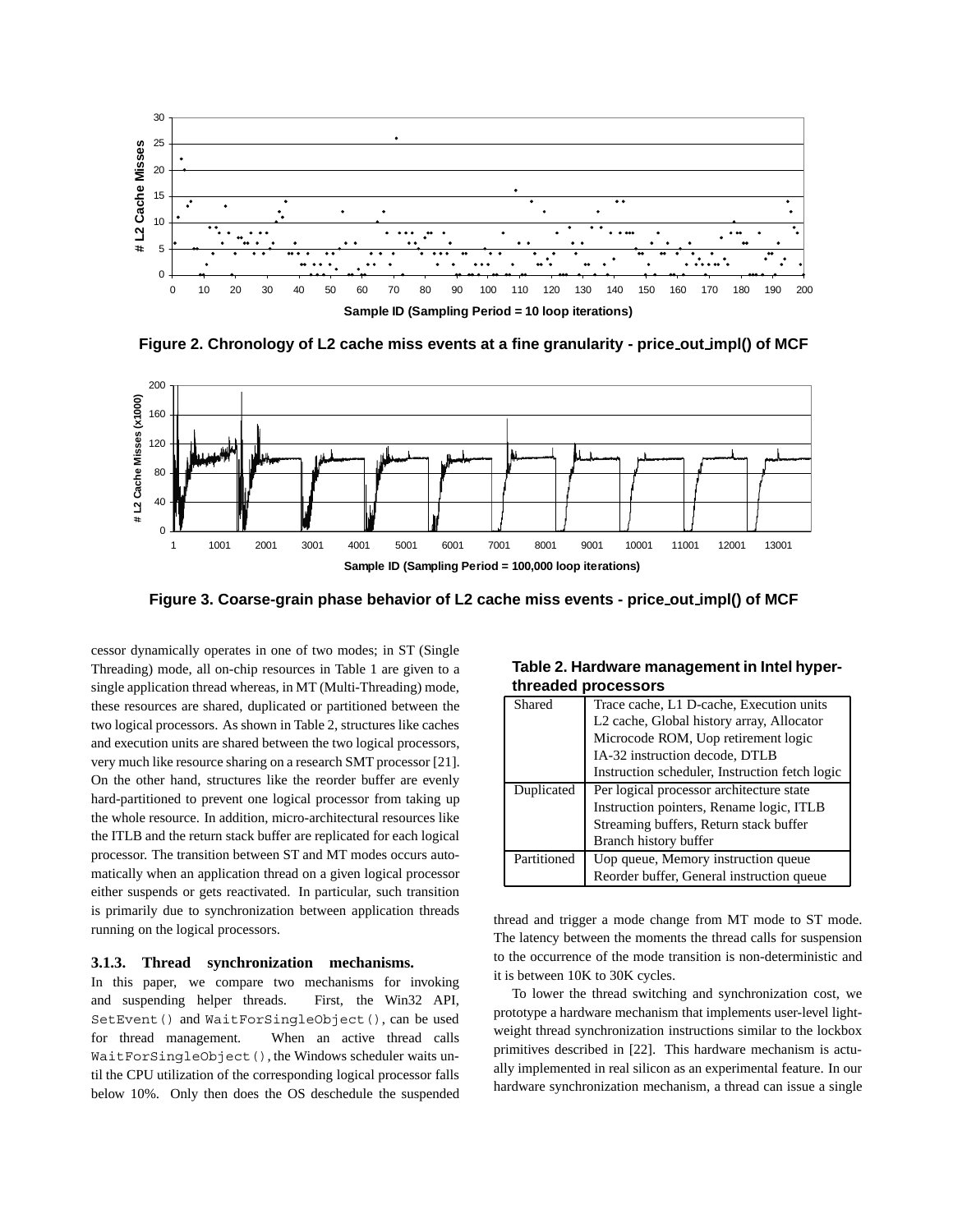Figure 2. Chronology of L2 cache miss events at a fine granularity - price_out_impl() of MCF

Figure 3. Coarse-grain phase behavior of L2 cache miss events - price_out_impl() of MCF

cessor dynamically operates in one of two modes; in ST (Single Threading) mode, all on-chip resources in Table 1 are given to a single application thread whereas, in MT (Multi-Threading) mode, these resources are shared, duplicated or partitioned between the two logical processors. As shown in Table 2, structures like caches and execution units are shared between the two logical processors, very much like resource sharing on a research SMT processor [21]. On the other hand, structures like the reorder buffer are evenly hard-partitioned to prevent one logical processor from taking up the whole resource. In addition, micro-architectural resources like the ITLB and the return stack buffer are replicated for each logical processor. The transition between ST and MT modes occurs automatically when an application thread on a given logical processor either suspends or gets reactivated. In particular, such transition is primarily due to synchronization between application threads running on the logical processors.

**Table 2. Hardware management in Intel hyper-threaded processors**

| | |
|---|---|
| Shared | Trace cache, L1 D-cache, Execution units<br>L2 cache, Global history array, Allocator<br>Microcode ROM, Uop retirement logic<br>IA-32 instruction decode, DTLB<br>Instruction scheduler, Instruction fetch logic |
| Duplicated | Per logical processor architecture state<br>Instruction pointers, Rename logic, ITLB<br>Streaming buffers, Return stack buffer<br>Branch history buffer |
| Partitioned | Uop queue, Memory instruction queue<br>Reorder buffer, General instruction queue |

### 3.1.3. Thread synchronization mechanisms.

In this paper, we compare two mechanisms for invoking and suspending helper threads. First, the Win32 API, `SetEvent()` and `WaitForSingleObject()`, can be used for thread management. When an active thread calls `WaitForSingleObject()`, the Windows scheduler waits until the CPU utilization of the corresponding logical processor falls below 10%. Only then does the OS deschedule the suspended thread and trigger a mode change from MT mode to ST mode. The latency between the moments the thread calls for suspension to the occurrence of the mode transition is non-deterministic and it is between 10K to 30K cycles.

To lower the thread switching and synchronization cost, we prototype a hardware mechanism that implements user-level light-weight thread synchronization instructions similar to the lockbox primitives described in [22]. This hardware mechanism is actually implemented in real silicon as an experimental feature. In our hardware synchronization mechanism, a thread can issue a single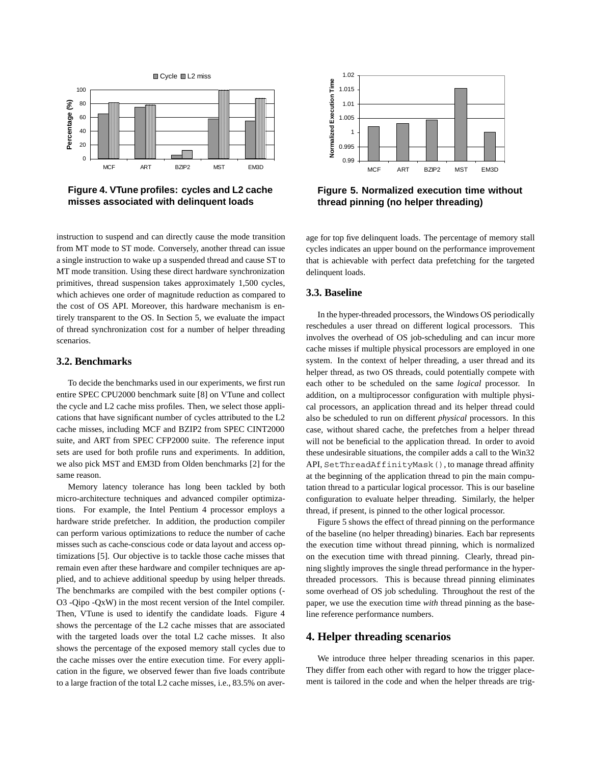Figure 4. VTune profiles: cycles and L2 cache misses associated with delinquent loads

Figure 5. Normalized execution time without thread pinning (no helper threading)

instruction to suspend and can directly cause the mode transition from MT mode to ST mode. Conversely, another thread can issue a single instruction to wake up a suspended thread and cause ST to MT mode transition. Using these direct hardware synchronization primitives, thread suspension takes approximately 1,500 cycles, which achieves one order of magnitude reduction as compared to the cost of OS API. Moreover, this hardware mechanism is entirely transparent to the OS. In Section 5, we evaluate the impact of thread synchronization cost for a number of helper threading scenarios.

### 3.2. Benchmarks

To decide the benchmarks used in our experiments, we first run entire SPEC CPU2000 benchmark suite [8] on VTune and collect the cycle and L2 cache miss profiles. Then, we select those applications that have significant number of cycles attributed to the L2 cache misses, including MCF and BZIP2 from SPEC CINT2000 suite, and ART from SPEC CFP2000 suite. The reference input sets are used for both profile runs and experiments. In addition, we also pick MST and EM3D from Olden benchmarks [2] for the same reason.

Memory latency tolerance has long been tackled by both micro-architecture techniques and advanced compiler optimizations. For example, the Intel Pentium 4 processor employs a hardware stride prefetcher. In addition, the production compiler can perform various optimizations to reduce the number of cache misses such as cache-conscious code or data layout and access optimizations [5]. Our objective is to tackle those cache misses that remain even after these hardware and compiler techniques are applied, and to achieve additional speedup by using helper threads. The benchmarks are compiled with the best compiler options (-O3 -Qipo -QxW) in the most recent version of the Intel compiler. Then, VTune is used to identify the candidate loads. Figure 4 shows the percentage of the L2 cache misses that are associated with the targeted loads over the total L2 cache misses. It also shows the percentage of the exposed memory stall cycles due to the cache misses over the entire execution time. For every application in the figure, we observed fewer than five loads contribute to a large fraction of the total L2 cache misses, i.e., 83.5% on average for top five delinquent loads. The percentage of memory stall cycles indicates an upper bound on the performance improvement that is achievable with perfect data prefetching for the targeted delinquent loads.

### 3.3. Baseline

In the hyper-threaded processors, the Windows OS periodically reschedules a user thread on different logical processors. This involves the overhead of OS job-scheduling and can incur more cache misses if multiple physical processors are employed in one system. In the context of helper threading, a user thread and its helper thread, as two OS threads, could potentially compete with each other to be scheduled on the same *logical* processor. In addition, on a multiprocessor configuration with multiple physical processors, an application thread and its helper thread could also be scheduled to run on different *physical* processors. In this case, without shared cache, the prefetches from a helper thread will not be beneficial to the application thread. In order to avoid these undesirable situations, the compiler adds a call to the Win32 API, `SetThreadAffinityMask()`, to manage thread affinity at the beginning of the application thread to pin the main computation thread to a particular logical processor. This is our baseline configuration to evaluate helper threading. Similarly, the helper thread, if present, is pinned to the other logical processor.

Figure 5 shows the effect of thread pinning on the performance of the baseline (no helper threading) binaries. Each bar represents the execution time without thread pinning, which is normalized on the execution time with thread pinning. Clearly, thread pinning slightly improves the single thread performance in the hyper-threaded processors. This is because thread pinning eliminates some overhead of OS job scheduling. Throughout the rest of the paper, we use the execution time *with* thread pinning as the baseline reference performance numbers.

## 4. Helper threading scenarios

We introduce three helper threading scenarios in this paper. They differ from each other with regard to how the trigger placement is tailored in the code and when the helper threads are trig-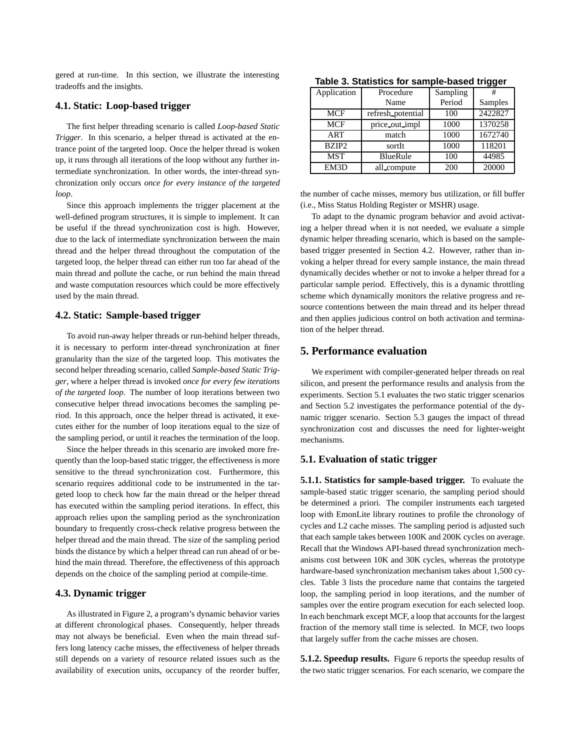gered at run-time. In this section, we illustrate the interesting tradeoffs and the insights.

### 4.1. Static: Loop-based trigger

The first helper threading scenario is called *Loop-based Static Trigger*. In this scenario, a helper thread is activated at the entrance point of the targeted loop. Once the helper thread is woken up, it runs through all iterations of the loop without any further intermediate synchronization. In other words, the inter-thread synchronization only occurs *once for every instance of the targeted loop*.

Since this approach implements the trigger placement at the well-defined program structures, it is simple to implement. It can be useful if the thread synchronization cost is high. However, due to the lack of intermediate synchronization between the main thread and the helper thread throughout the computation of the targeted loop, the helper thread can either run too far ahead of the main thread and pollute the cache, or run behind the main thread and waste computation resources which could be more effectively used by the main thread.

### 4.2. Static: Sample-based trigger

To avoid run-away helper threads or run-behind helper threads, it is necessary to perform inter-thread synchronization at finer granularity than the size of the targeted loop. This motivates the second helper threading scenario, called *Sample-based Static Trigger*, where a helper thread is invoked *once for every few iterations of the targeted loop*. The number of loop iterations between two consecutive helper thread invocations becomes the sampling period. In this approach, once the helper thread is activated, it executes either for the number of loop iterations equal to the size of the sampling period, or until it reaches the termination of the loop.

Since the helper threads in this scenario are invoked more frequently than the loop-based static trigger, the effectiveness is more sensitive to the thread synchronization cost. Furthermore, this scenario requires additional code to be instrumented in the targeted loop to check how far the main thread or the helper thread has executed within the sampling period iterations. In effect, this approach relies upon the sampling period as the synchronization boundary to frequently cross-check relative progress between the helper thread and the main thread. The size of the sampling period binds the distance by which a helper thread can run ahead of or behind the main thread. Therefore, the effectiveness of this approach depends on the choice of the sampling period at compile-time.

### 4.3. Dynamic trigger

As illustrated in Figure 2, a program's dynamic behavior varies at different chronological phases. Consequently, helper threads may not always be beneficial. Even when the main thread suffers long latency cache misses, the effectiveness of helper threads still depends on a variety of resource related issues such as the availability of execution units, occupancy of the reorder buffer, the number of cache misses, memory bus utilization, or fill buffer (i.e., Miss Status Holding Register or MSHR) usage.

To adapt to the dynamic program behavior and avoid activating a helper thread when it is not needed, we evaluate a simple dynamic helper threading scenario, which is based on the sample-based trigger presented in Section 4.2. However, rather than invoking a helper thread for every sample instance, the main thread dynamically decides whether or not to invoke a helper thread for a particular sample period. Effectively, this is a dynamic throttling scheme which dynamically monitors the relative progress and resource contentions between the main thread and its helper thread and then applies judicious control on both activation and termination of the helper thread.

**Table 3. Statistics for sample-based trigger**

| Application | Procedure Name | Sampling Period | # Samples |
|---|---|---|---|
| MCF | refresh_potential | 100 | 2422827 |
| MCF | price_out_impl | 1000 | 1370258 |
| ART | match | 1000 | 1672740 |
| BZIP2 | sortIt | 1000 | 118201 |
| MST | BlueRule | 100 | 44985 |
| EM3D | all_compute | 200 | 20000 |

## 5. Performance evaluation

We experiment with compiler-generated helper threads on real silicon, and present the performance results and analysis from the experiments. Section 5.1 evaluates the two static trigger scenarios and Section 5.2 investigates the performance potential of the dynamic trigger scenario. Section 5.3 gauges the impact of thread synchronization cost and discusses the need for lighter-weight mechanisms.

### 5.1. Evaluation of static trigger

**5.1.1. Statistics for sample-based trigger.** To evaluate the sample-based static trigger scenario, the sampling period should be determined a priori. The compiler instruments each targeted loop with EmonLite library routines to profile the chronology of cycles and L2 cache misses. The sampling period is adjusted such that each sample takes between 100K and 200K cycles on average. Recall that the Windows API-based thread synchronization mechanisms cost between 10K and 30K cycles, whereas the prototype hardware-based synchronization mechanism takes about 1,500 cycles. Table 3 lists the procedure name that contains the targeted loop, the sampling period in loop iterations, and the number of samples over the entire program execution for each selected loop. In each benchmark except MCF, a loop that accounts for the largest fraction of the memory stall time is selected. In MCF, two loops that largely suffer from the cache misses are chosen.

**5.1.2. Speedup results.** Figure 6 reports the speedup results of the two static trigger scenarios. For each scenario, we compare the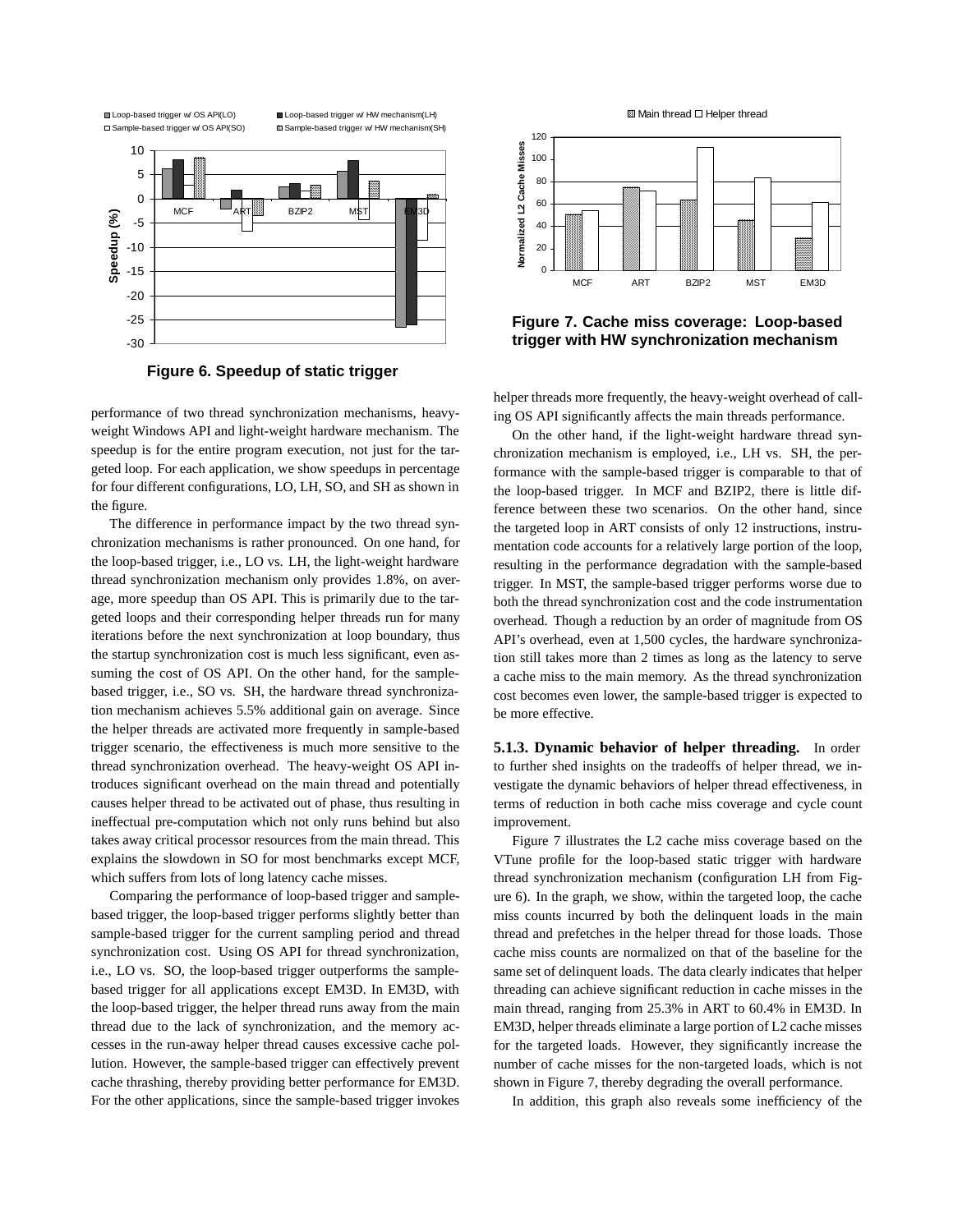Figure 6. Speedup of static trigger

Figure 7. Cache miss coverage: Loop-based trigger with HW synchronization mechanism

performance of two thread synchronization mechanisms, heavy-weight Windows API and light-weight hardware mechanism. The speedup is for the entire program execution, not just for the targeted loop. For each application, we show speedups in percentage for four different configurations, LO, LH, SO, and SH as shown in the figure.

The difference in performance impact by the two thread synchronization mechanisms is rather pronounced. On one hand, for the loop-based trigger, i.e., LO vs. LH, the light-weight hardware thread synchronization mechanism only provides 1.8%, on average, more speedup than OS API. This is primarily due to the targeted loops and their corresponding helper threads run for many iterations before the next synchronization at loop boundary, thus the startup synchronization cost is much less significant, even assuming the cost of OS API. On the other hand, for the sample-based trigger, i.e., SO vs. SH, the hardware thread synchronization mechanism achieves 5.5% additional gain on average. Since the helper threads are activated more frequently in sample-based trigger scenario, the effectiveness is much more sensitive to the thread synchronization overhead. The heavy-weight OS API introduces significant overhead on the main thread and potentially causes helper thread to be activated out of phase, thus resulting in ineffectual pre-computation which not only runs behind but also takes away critical processor resources from the main thread. This explains the slowdown in SO for most benchmarks except MCF, which suffers from lots of long latency cache misses.

Comparing the performance of loop-based trigger and sample-based trigger, the loop-based trigger performs slightly better than sample-based trigger for the current sampling period and thread synchronization cost. Using OS API for thread synchronization, i.e., LO vs. SO, the loop-based trigger outperforms the sample-based trigger for all applications except EM3D. In EM3D, with the loop-based trigger, the helper thread runs away from the main thread due to the lack of synchronization, and the memory accesses in the run-away helper thread causes excessive cache pollution. However, the sample-based trigger can effectively prevent cache thrashing, thereby providing better performance for EM3D. For the other applications, since the sample-based trigger invokes helper threads more frequently, the heavy-weight overhead of calling OS API significantly affects the main threads performance.

On the other hand, if the light-weight hardware thread synchronization mechanism is employed, i.e., LH vs. SH, the performance with the sample-based trigger is comparable to that of the loop-based trigger. In MCF and BZIP2, there is little difference between these two scenarios. On the other hand, since the targeted loop in ART consists of only 12 instructions, instrumentation code accounts for a relatively large portion of the loop, resulting in the performance degradation with the sample-based trigger. In MST, the sample-based trigger performs worse due to both the thread synchronization cost and the code instrumentation overhead. Though a reduction by an order of magnitude from OS API's overhead, even at 1,500 cycles, the hardware synchronization still takes more than 2 times as long as the latency to serve a cache miss to the main memory. As the thread synchronization cost becomes even lower, the sample-based trigger is expected to be more effective.

**5.1.3. Dynamic behavior of helper threading.** In order to further shed insights on the tradeoffs of helper thread, we investigate the dynamic behaviors of helper thread effectiveness, in terms of reduction in both cache miss coverage and cycle count improvement.

Figure 7 illustrates the L2 cache miss coverage based on the VTune profile for the loop-based static trigger with hardware thread synchronization mechanism (configuration LH from Figure 6). In the graph, we show, within the targeted loop, the cache miss counts incurred by both the delinquent loads in the main thread and prefetches in the helper thread for those loads. Those cache miss counts are normalized on that of the baseline for the same set of delinquent loads. The data clearly indicates that helper threading can achieve significant reduction in cache misses in the main thread, ranging from 25.3% in ART to 60.4% in EM3D. In EM3D, helper threads eliminate a large portion of L2 cache misses for the targeted loads. However, they significantly increase the number of cache misses for the non-targeted loads, which is not shown in Figure 7, thereby degrading the overall performance.

In addition, this graph also reveals some inefficiency of the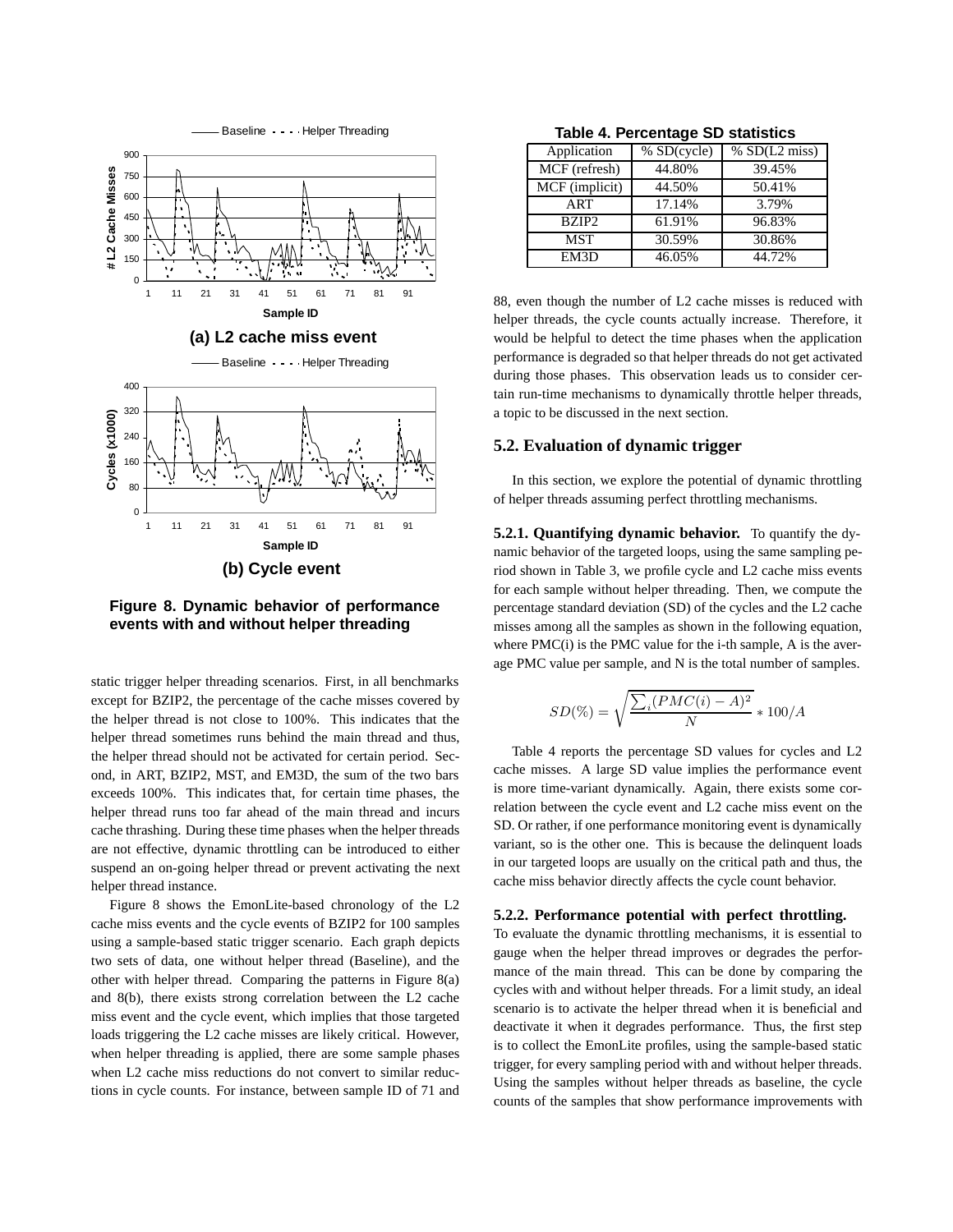**Figure 8. Dynamic behavior of performance events with and without helper threading**

static trigger helper threading scenarios. First, in all benchmarks except for BZIP2, the percentage of the cache misses covered by the helper thread is not close to 100%. This indicates that the helper thread sometimes runs behind the main thread and thus, the helper thread should not be activated for certain period. Second, in ART, BZIP2, MST, and EM3D, the sum of the two bars exceeds 100%. This indicates that, for certain time phases, the helper thread runs too far ahead of the main thread and incurs cache thrashing. During these time phases when the helper threads are not effective, dynamic throttling can be introduced to either suspend an on-going helper thread or prevent activating the next helper thread instance.

Figure 8 shows the EmonLite-based chronology of the L2 cache miss events and the cycle events of BZIP2 for 100 samples using a sample-based static trigger scenario. Each graph depicts two sets of data, one without helper thread (Baseline), and the other with helper thread. Comparing the patterns in Figure 8(a) and 8(b), there exists strong correlation between the L2 cache miss event and the cycle event, which implies that those targeted loads triggering the L2 cache misses are likely critical. However, when helper threading is applied, there are some sample phases when L2 cache miss reductions do not convert to similar reductions in cycle counts. For instance, between sample ID of 71 and 88, even though the number of L2 cache misses is reduced with helper threads, the cycle counts actually increase. Therefore, it would be helpful to detect the time phases when the application performance is degraded so that helper threads do not get activated during those phases. This observation leads us to consider certain run-time mechanisms to dynamically throttle helper threads, a topic to be discussed in the next section.

**Table 4. Percentage SD statistics**

| Application | % SD(cycle) | % SD(L2 miss) |
|---|---|---|
| MCF (refresh) | 44.80% | 39.45% |
| MCF (implicit) | 44.50% | 50.41% |
| ART | 17.14% | 3.79% |
| BZIP2 | 61.91% | 96.83% |
| MST | 30.59% | 30.86% |
| EM3D | 46.05% | 44.72% |

## 5.2. Evaluation of dynamic trigger

In this section, we explore the potential of dynamic throttling of helper threads assuming perfect throttling mechanisms.

**5.2.1. Quantifying dynamic behavior.** To quantify the dynamic behavior of the targeted loops, using the same sampling period shown in Table 3, we profile cycle and L2 cache miss events for each sample without helper threading. Then, we compute the percentage standard deviation (SD) of the cycles and the L2 cache misses among all the samples as shown in the following equation, where PMC(i) is the PMC value for the i-th sample, A is the average PMC value per sample, and N is the total number of samples.

$$SD(\%) = \sqrt{\frac{\sum_i (PMC(i) - A)^2}{N}} * 100/A$$

Table 4 reports the percentage SD values for cycles and L2 cache misses. A large SD value implies the performance event is more time-variant dynamically. Again, there exists some correlation between the cycle event and L2 cache miss event on the SD. Or rather, if one performance monitoring event is dynamically variant, so is the other one. This is because the delinquent loads in our targeted loops are usually on the critical path and thus, the cache miss behavior directly affects the cycle count behavior.

**5.2.2. Performance potential with perfect throttling.** To evaluate the dynamic throttling mechanisms, it is essential to gauge when the helper thread improves or degrades the performance of the main thread. This can be done by comparing the cycles with and without helper threads. For a limit study, an ideal scenario is to activate the helper thread when it is beneficial and deactivate it when it degrades performance. Thus, the first step is to collect the EmonLite profiles, using the sample-based static trigger, for every sampling period with and without helper threads. Using the samples without helper threads as baseline, the cycle counts of the samples that show performance improvements with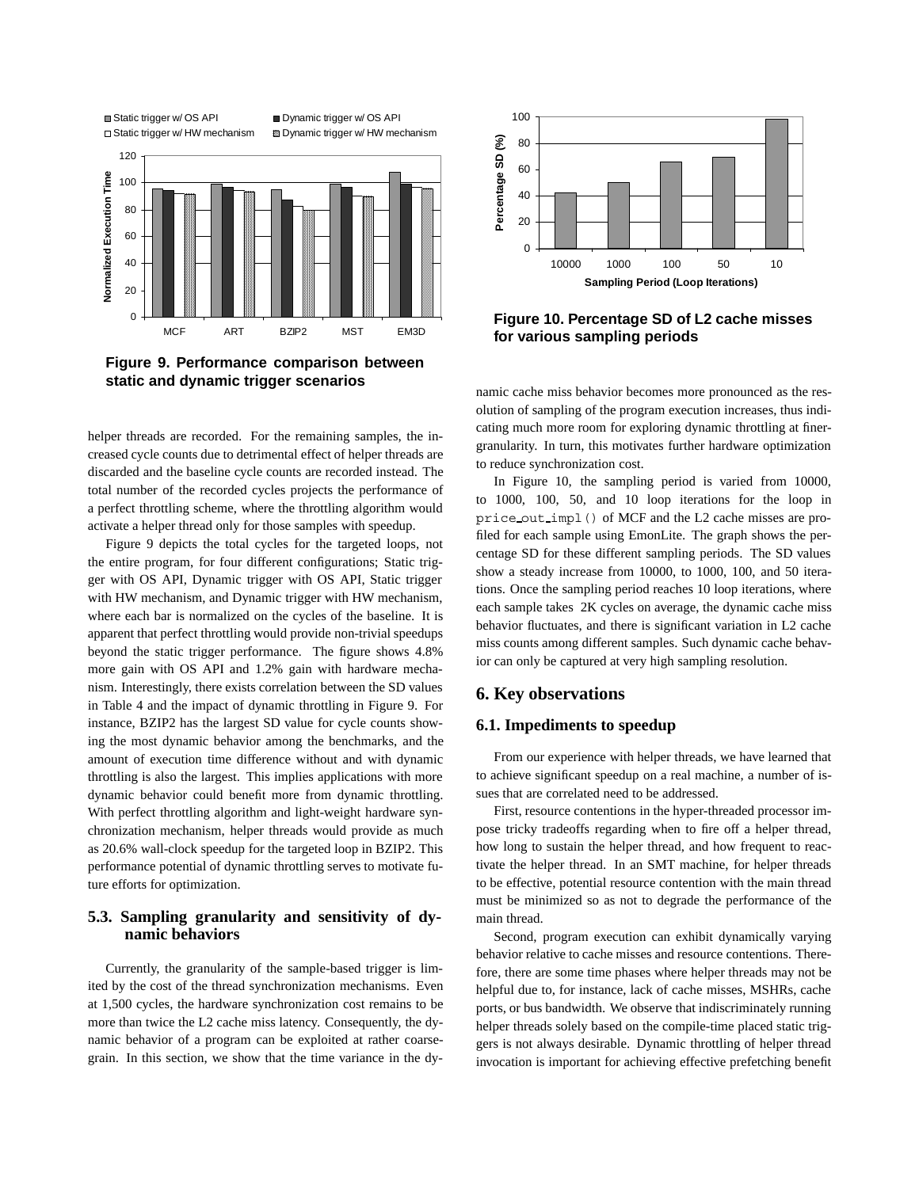Figure 9. Performance comparison between static and dynamic trigger scenarios

helper threads are recorded. For the remaining samples, the increased cycle counts due to detrimental effect of helper threads are discarded and the baseline cycle counts are recorded instead. The total number of the recorded cycles projects the performance of a perfect throttling scheme, where the throttling algorithm would activate a helper thread only for those samples with speedup.

Figure 9 depicts the total cycles for the targeted loops, not the entire program, for four different configurations; Static trigger with OS API, Dynamic trigger with OS API, Static trigger with HW mechanism, and Dynamic trigger with HW mechanism, where each bar is normalized on the cycles of the baseline. It is apparent that perfect throttling would provide non-trivial speedups beyond the static trigger performance. The figure shows 4.8% more gain with OS API and 1.2% gain with hardware mechanism. Interestingly, there exists correlation between the SD values in Table 4 and the impact of dynamic throttling in Figure 9. For instance, BZIP2 has the largest SD value for cycle counts showing the most dynamic behavior among the benchmarks, and the amount of execution time difference without and with dynamic throttling is also the largest. This implies applications with more dynamic behavior could benefit more from dynamic throttling. With perfect throttling algorithm and light-weight hardware synchronization mechanism, helper threads would provide as much as 20.6% wall-clock speedup for the targeted loop in BZIP2. This performance potential of dynamic throttling serves to motivate future efforts for optimization.

### 5.3. Sampling granularity and sensitivity of dynamic behaviors

Currently, the granularity of the sample-based trigger is limited by the cost of the thread synchronization mechanisms. Even at 1,500 cycles, the hardware synchronization cost remains to be more than twice the L2 cache miss latency. Consequently, the dynamic behavior of a program can be exploited at rather coarse-grain. In this section, we show that the time variance in the dynamic cache miss behavior becomes more pronounced as the resolution of sampling of the program execution increases, thus indicating much more room for exploring dynamic throttling at finer-granularity. In turn, this motivates further hardware optimization to reduce synchronization cost.

Figure 10. Percentage SD of L2 cache misses for various sampling periods

In Figure 10, the sampling period is varied from 10000, to 1000, 100, 50, and 10 loop iterations for the loop in `price_out_impl()` of MCF and the L2 cache misses are profiled for each sample using EmonLite. The graph shows the percentage SD for these different sampling periods. The SD values show a steady increase from 10000, to 1000, 100, and 50 iterations. Once the sampling period reaches 10 loop iterations, where each sample takes 2K cycles on average, the dynamic cache miss behavior fluctuates, and there is significant variation in L2 cache miss counts among different samples. Such dynamic cache behavior can only be captured at very high sampling resolution.

## 6. Key observations

### 6.1. Impediments to speedup

From our experience with helper threads, we have learned that to achieve significant speedup on a real machine, a number of issues that are correlated need to be addressed.

First, resource contentions in the hyper-threaded processor impose tricky tradeoffs regarding when to fire off a helper thread, how long to sustain the helper thread, and how frequent to reactivate the helper thread. In an SMT machine, for helper threads to be effective, potential resource contention with the main thread must be minimized so as not to degrade the performance of the main thread.

Second, program execution can exhibit dynamically varying behavior relative to cache misses and resource contentions. Therefore, there are some time phases where helper threads may not be helpful due to, for instance, lack of cache misses, MSHRs, cache ports, or bus bandwidth. We observe that indiscriminately running helper threads solely based on the compile-time placed static triggers is not always desirable. Dynamic throttling of helper thread invocation is important for achieving effective prefetching benefit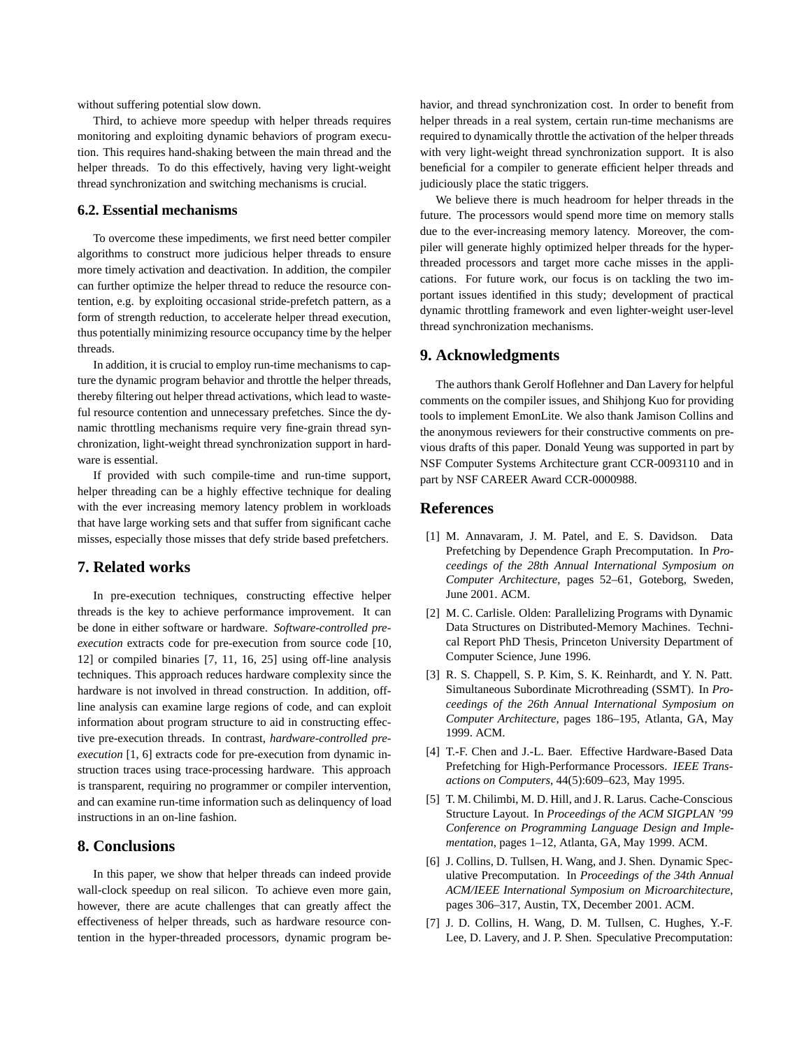without suffering potential slow down.

Third, to achieve more speedup with helper threads requires monitoring and exploiting dynamic behaviors of program execution. This requires hand-shaking between the main thread and the helper threads. To do this effectively, having very light-weight thread synchronization and switching mechanisms is crucial.

### 6.2. Essential mechanisms

To overcome these impediments, we first need better compiler algorithms to construct more judicious helper threads to ensure more timely activation and deactivation. In addition, the compiler can further optimize the helper thread to reduce the resource contention, e.g. by exploiting occasional stride-prefetch pattern, as a form of strength reduction, to accelerate helper thread execution, thus potentially minimizing resource occupancy time by the helper threads.

In addition, it is crucial to employ run-time mechanisms to capture the dynamic program behavior and throttle the helper threads, thereby filtering out helper thread activations, which lead to wasteful resource contention and unnecessary prefetches. Since the dynamic throttling mechanisms require very fine-grain thread synchronization, light-weight thread synchronization support in hardware is essential.

If provided with such compile-time and run-time support, helper threading can be a highly effective technique for dealing with the ever increasing memory latency problem in workloads that have large working sets and that suffer from significant cache misses, especially those misses that defy stride based prefetchers.

## 7. Related works

In pre-execution techniques, constructing effective helper threads is the key to achieve performance improvement. It can be done in either software or hardware. *Software-controlled pre-execution* extracts code for pre-execution from source code [10, 12] or compiled binaries [7, 11, 16, 25] using off-line analysis techniques. This approach reduces hardware complexity since the hardware is not involved in thread construction. In addition, off-line analysis can examine large regions of code, and can exploit information about program structure to aid in constructing effective pre-execution threads. In contrast, *hardware-controlled pre-execution* [1, 6] extracts code for pre-execution from dynamic instruction traces using trace-processing hardware. This approach is transparent, requiring no programmer or compiler intervention, and can examine run-time information such as delinquency of load instructions in an on-line fashion.

## 8. Conclusions

In this paper, we show that helper threads can indeed provide wall-clock speedup on real silicon. To achieve even more gain, however, there are acute challenges that can greatly affect the effectiveness of helper threads, such as hardware resource contention in the hyper-threaded processors, dynamic program behavior, and thread synchronization cost. In order to benefit from helper threads in a real system, certain run-time mechanisms are required to dynamically throttle the activation of the helper threads with very light-weight thread synchronization support. It is also beneficial for a compiler to generate efficient helper threads and judiciously place the static triggers.

We believe there is much headroom for helper threads in the future. The processors would spend more time on memory stalls due to the ever-increasing memory latency. Moreover, the compiler will generate highly optimized helper threads for the hyper-threaded processors and target more cache misses in the applications. For future work, our focus is on tackling the two important issues identified in this study; development of practical dynamic throttling framework and even lighter-weight user-level thread synchronization mechanisms.

## 9. Acknowledgments

The authors thank Gerolf Hoflehner and Dan Lavery for helpful comments on the compiler issues, and Shihjong Kuo for providing tools to implement EmonLite. We also thank Jamison Collins and the anonymous reviewers for their constructive comments on previous drafts of this paper. Donald Yeung was supported in part by NSF Computer Systems Architecture grant CCR-0093110 and in part by NSF CAREER Award CCR-0000988.

## References

[1] M. Annavaram, J. M. Patel, and E. S. Davidson. Data Prefetching by Dependence Graph Precomputation. In *Proceedings of the 28th Annual International Symposium on Computer Architecture*, pages 52–61, Goteborg, Sweden, June 2001. ACM.

[2] M. C. Carlisle. Olden: Parallelizing Programs with Dynamic Data Structures on Distributed-Memory Machines. Technical Report PhD Thesis, Princeton University Department of Computer Science, June 1996.

[3] R. S. Chappell, S. P. Kim, S. K. Reinhardt, and Y. N. Patt. Simultaneous Subordinate Microthreading (SSMT). In *Proceedings of the 26th Annual International Symposium on Computer Architecture*, pages 186–195, Atlanta, GA, May 1999. ACM.

[4] T.-F. Chen and J.-L. Baer. Effective Hardware-Based Data Prefetching for High-Performance Processors. *IEEE Transactions on Computers*, 44(5):609–623, May 1995.

[5] T. M. Chilimbi, M. D. Hill, and J. R. Larus. Cache-Conscious Structure Layout. In *Proceedings of the ACM SIGPLAN '99 Conference on Programming Language Design and Implementation*, pages 1–12, Atlanta, GA, May 1999. ACM.

[6] J. Collins, D. Tullsen, H. Wang, and J. Shen. Dynamic Speculative Precomputation. In *Proceedings of the 34th Annual ACM/IEEE International Symposium on Microarchitecture*, pages 306–317, Austin, TX, December 2001. ACM.

[7] J. D. Collins, H. Wang, D. M. Tullsen, C. Hughes, Y.-F. Lee, D. Lavery, and J. P. Shen. Speculative Precomputation: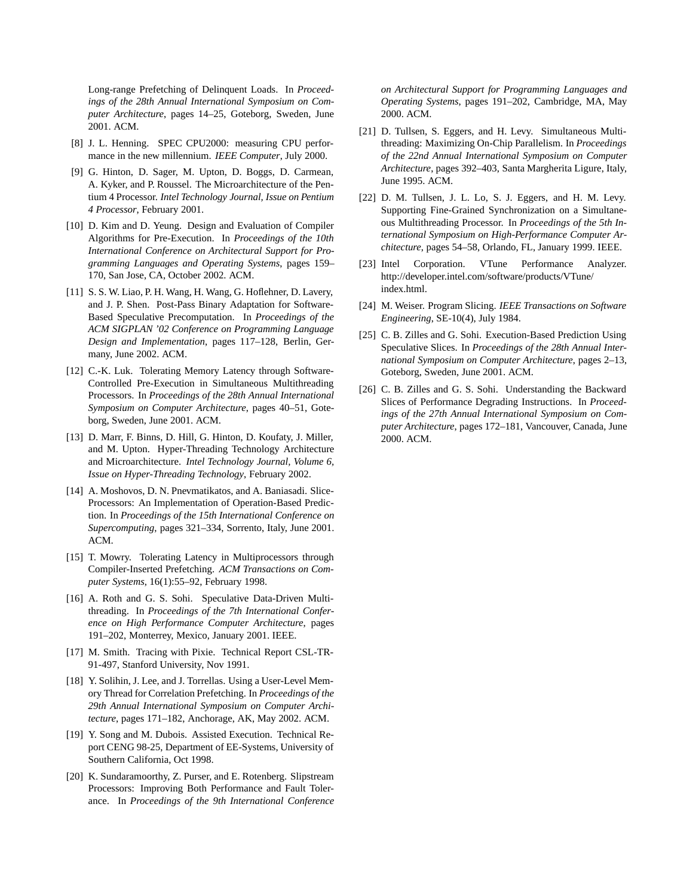Long-range Prefetching of Delinquent Loads. In *Proceedings of the 28th Annual International Symposium on Computer Architecture*, pages 14–25, Goteborg, Sweden, June 2001. ACM.

[8] J. L. Henning. SPEC CPU2000: measuring CPU performance in the new millennium. *IEEE Computer*, July 2000.

[9] G. Hinton, D. Sager, M. Upton, D. Boggs, D. Carmean, A. Kyker, and P. Roussel. The Microarchitecture of the Pentium 4 Processor. *Intel Technology Journal, Issue on Pentium 4 Processor*, February 2001.

[10] D. Kim and D. Yeung. Design and Evaluation of Compiler Algorithms for Pre-Execution. In *Proceedings of the 10th International Conference on Architectural Support for Programming Languages and Operating Systems*, pages 159–170, San Jose, CA, October 2002. ACM.

[11] S. S. W. Liao, P. H. Wang, H. Wang, G. Hoflehner, D. Lavery, and J. P. Shen. Post-Pass Binary Adaptation for Software-Based Speculative Precomputation. In *Proceedings of the ACM SIGPLAN '02 Conference on Programming Language Design and Implementation*, pages 117–128, Berlin, Germany, June 2002. ACM.

[12] C.-K. Luk. Tolerating Memory Latency through Software-Controlled Pre-Execution in Simultaneous Multithreading Processors. In *Proceedings of the 28th Annual International Symposium on Computer Architecture*, pages 40–51, Goteborg, Sweden, June 2001. ACM.

[13] D. Marr, F. Binns, D. Hill, G. Hinton, D. Koufaty, J. Miller, and M. Upton. Hyper-Threading Technology Architecture and Microarchitecture. *Intel Technology Journal, Volume 6, Issue on Hyper-Threading Technology*, February 2002.

[14] A. Moshovos, D. N. Pnevmatikatos, and A. Baniasadi. Slice-Processors: An Implementation of Operation-Based Prediction. In *Proceedings of the 15th International Conference on Supercomputing*, pages 321–334, Sorrento, Italy, June 2001. ACM.

[15] T. Mowry. Tolerating Latency in Multiprocessors through Compiler-Inserted Prefetching. *ACM Transactions on Computer Systems*, 16(1):55–92, February 1998.

[16] A. Roth and G. S. Sohi. Speculative Data-Driven Multithreading. In *Proceedings of the 7th International Conference on High Performance Computer Architecture*, pages 191–202, Monterrey, Mexico, January 2001. IEEE.

[17] M. Smith. Tracing with Pixie. Technical Report CSL-TR-91-497, Stanford University, Nov 1991.

[18] Y. Solihin, J. Lee, and J. Torrellas. Using a User-Level Memory Thread for Correlation Prefetching. In *Proceedings of the 29th Annual International Symposium on Computer Architecture*, pages 171–182, Anchorage, AK, May 2002. ACM.

[19] Y. Song and M. Dubois. Assisted Execution. Technical Report CENG 98-25, Department of EE-Systems, University of Southern California, Oct 1998.

[20] K. Sundaramoorthy, Z. Purser, and E. Rotenberg. Slipstream Processors: Improving Both Performance and Fault Tolerance. In *Proceedings of the 9th International Conference on Architectural Support for Programming Languages and Operating Systems*, pages 191–202, Cambridge, MA, May 2000. ACM.

[21] D. Tullsen, S. Eggers, and H. Levy. Simultaneous Multithreading: Maximizing On-Chip Parallelism. In *Proceedings of the 22nd Annual International Symposium on Computer Architecture*, pages 392–403, Santa Margherita Ligure, Italy, June 1995. ACM.

[22] D. M. Tullsen, J. L. Lo, S. J. Eggers, and H. M. Levy. Supporting Fine-Grained Synchronization on a Simultaneous Multithreading Processor. In *Proceedings of the 5th International Symposium on High-Performance Computer Architecture*, pages 54–58, Orlando, FL, January 1999. IEEE.

[23] Intel Corporation. VTune Performance Analyzer. http://developer.intel.com/software/products/VTune/index.html.

[24] M. Weiser. Program Slicing. *IEEE Transactions on Software Engineering*, SE-10(4), July 1984.

[25] C. B. Zilles and G. Sohi. Execution-Based Prediction Using Speculative Slices. In *Proceedings of the 28th Annual International Symposium on Computer Architecture*, pages 2–13, Goteborg, Sweden, June 2001. ACM.

[26] C. B. Zilles and G. S. Sohi. Understanding the Backward Slices of Performance Degrading Instructions. In *Proceedings of the 27th Annual International Symposium on Computer Architecture*, pages 172–181, Vancouver, Canada, June 2000. ACM.